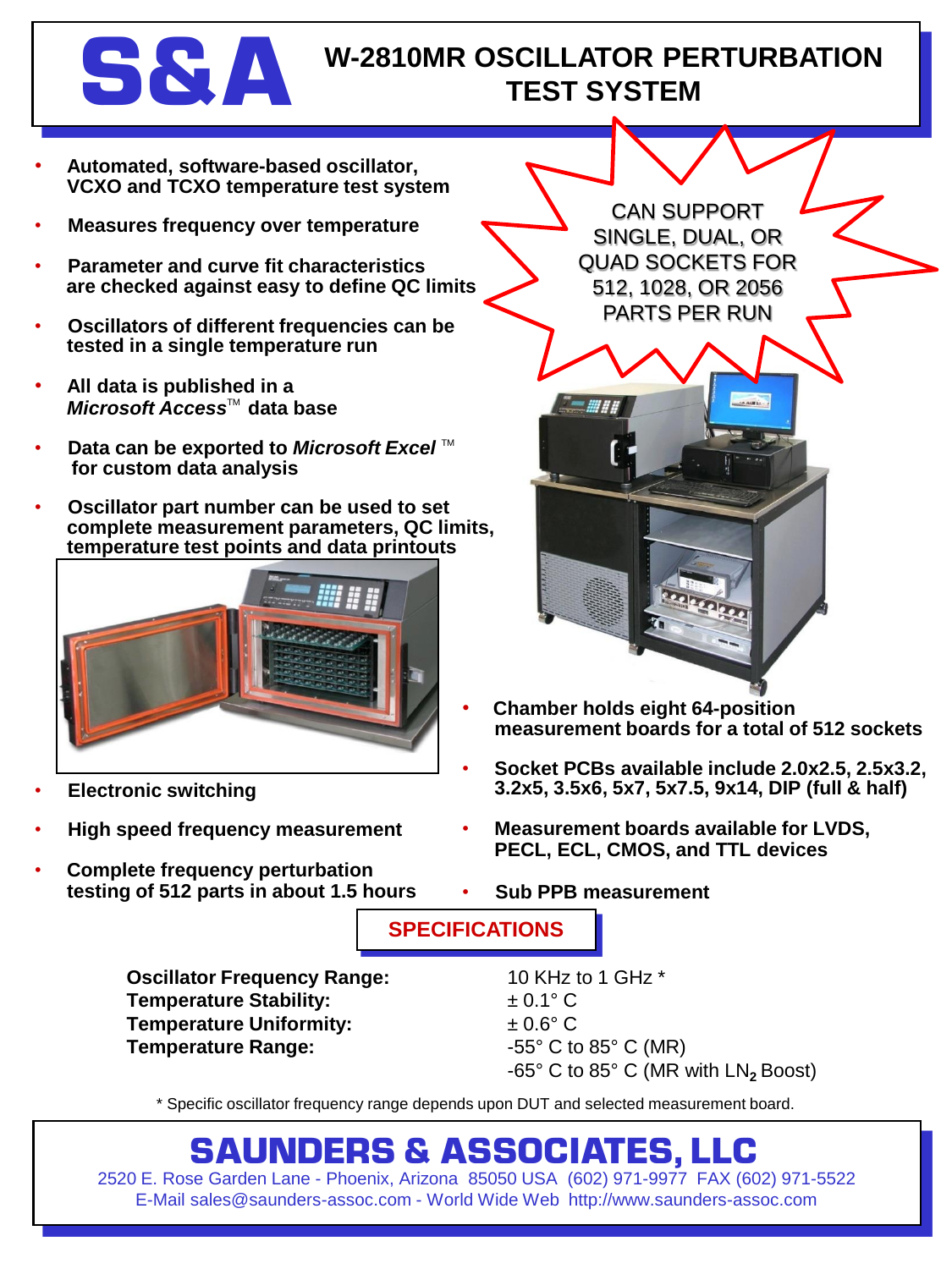# S&A

# W-2810MR OSCILLATOR PERTURBATION TEST SYSTEM

- **Automated, software-based oscillator, VCXO and TCXO temperature test system**
- **Measures frequency over temperature**
- **Parameter and curve fit characteristics are checked against easy to define QC limits**
- **Oscillators of different frequencies can be tested in a single temperature run**
- **All data is published in a *Microsoft Access*™ data base**
- **Data can be exported to *Microsoft Excel* ™ for custom data analysis**
- **Oscillator part number can be used to set complete measurement parameters, QC limits, temperature test points and data printouts**

CAN SUPPORT SINGLE, DUAL, OR QUAD SOCKETS FOR 512, 1028, OR 2056 PARTS PER RUN

- **Electronic switching**
- **High speed frequency measurement**
- **Complete frequency perturbation testing of 512 parts in about 1.5 hours**
- **Chamber holds eight 64-position measurement boards for a total of 512 sockets**
- **Socket PCBs available include 2.0x2.5, 2.5x3.2, 3.2x5, 3.5x6, 5x7, 5x7.5, 9x14, DIP (full & half)**
- **Measurement boards available for LVDS, PECL, ECL, CMOS, and TTL devices**
- **Sub PPB measurement**

## SPECIFICATIONS

| | |
|---|---|
| **Oscillator Frequency Range:** | 10 KHz to 1 GHz * |
| **Temperature Stability:** | ± 0.1° C |
| **Temperature Uniformity:** | ± 0.6° C |
| **Temperature Range:** | -55° C to 85° C (MR) |
| | -65° C to 85° C (MR with $LN_2$ Boost) |

\* Specific oscillator frequency range depends upon DUT and selected measurement board.

## SAUNDERS & ASSOCIATES, LLC

2520 E. Rose Garden Lane - Phoenix, Arizona 85050 USA (602) 971-9977 FAX (602) 971-5522
E-Mail sales@saunders-assoc.com - World Wide Web http://www.saunders-assoc.com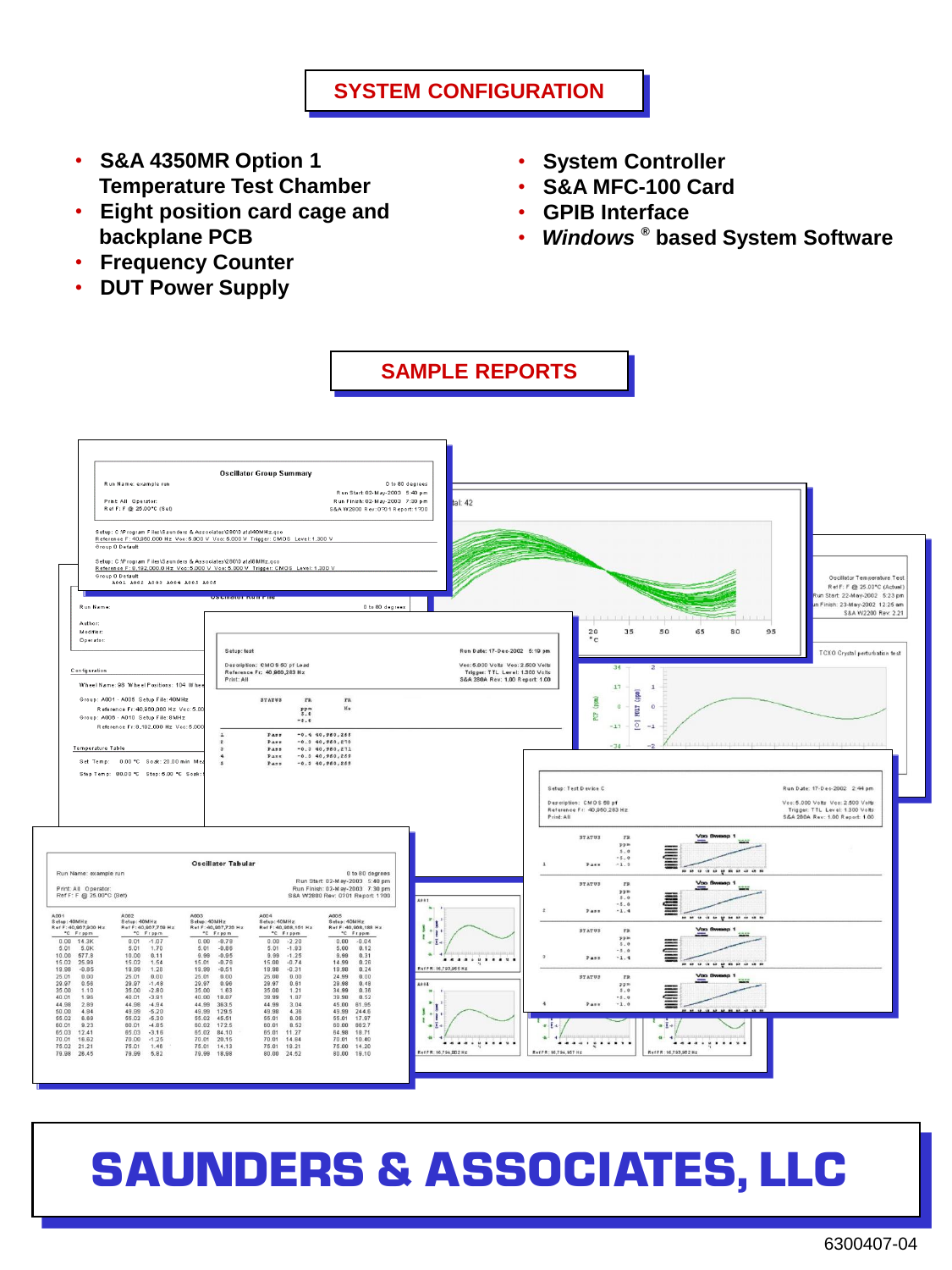## SYSTEM CONFIGURATION

- S&A 4350MR Option 1 Temperature Test Chamber
- Eight position card cage and backplane PCB
- Frequency Counter
- DUT Power Supply
- System Controller
- S&A MFC-100 Card
- GPIB Interface
- *Windows* ® based System Software

## SAMPLE REPORTS

# SAUNDERS & ASSOCIATES, LLC

6300407-04